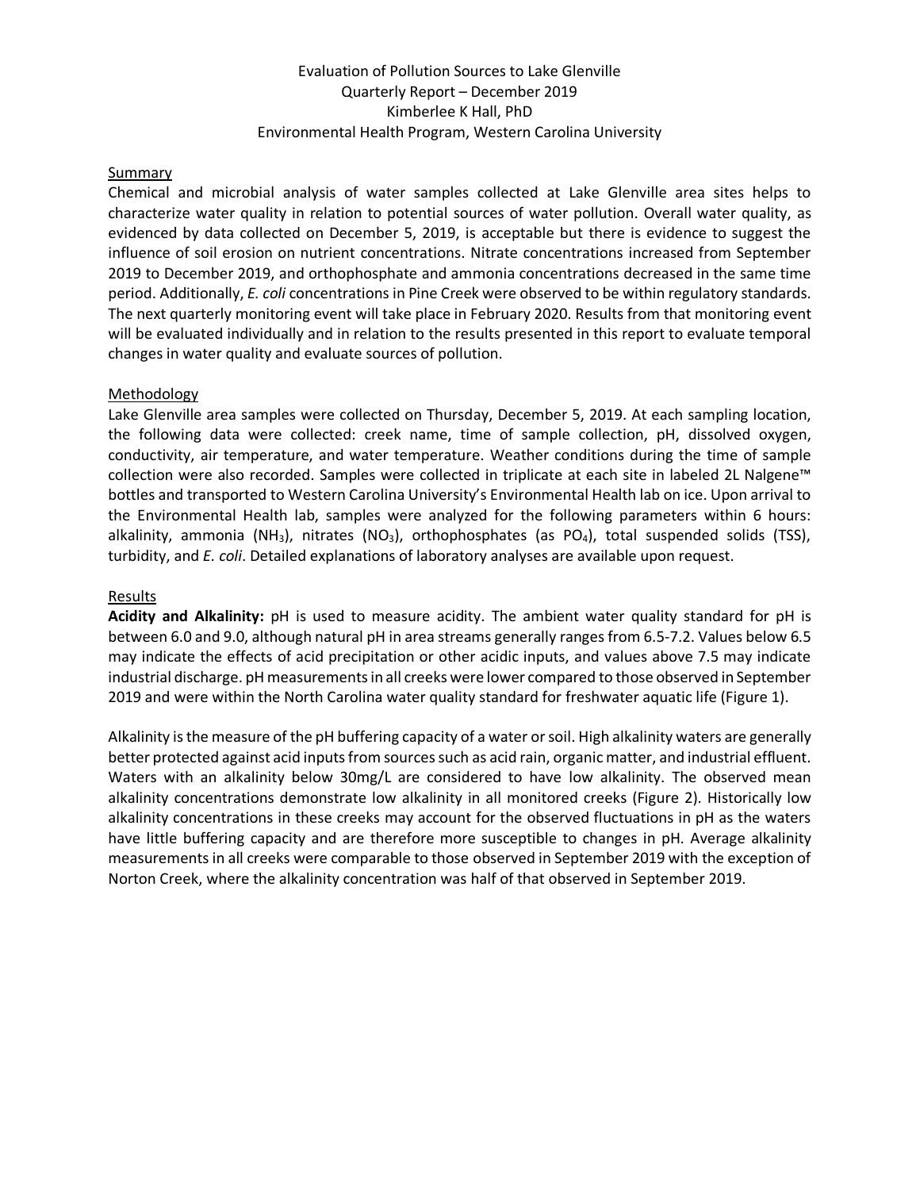# Evaluation of Pollution Sources to Lake Glenville

Quarterly Report – December 2019

Kimberlee K Hall, PhD

Environmental Health Program, Western Carolina University

## Summary

Chemical and microbial analysis of water samples collected at Lake Glenville area sites helps to characterize water quality in relation to potential sources of water pollution. Overall water quality, as evidenced by data collected on December 5, 2019, is acceptable but there is evidence to suggest the influence of soil erosion on nutrient concentrations. Nitrate concentrations increased from September 2019 to December 2019, and orthophosphate and ammonia concentrations decreased in the same time period. Additionally, *E. coli* concentrations in Pine Creek were observed to be within regulatory standards. The next quarterly monitoring event will take place in February 2020. Results from that monitoring event will be evaluated individually and in relation to the results presented in this report to evaluate temporal changes in water quality and evaluate sources of pollution.

## Methodology

Lake Glenville area samples were collected on Thursday, December 5, 2019. At each sampling location, the following data were collected: creek name, time of sample collection, pH, dissolved oxygen, conductivity, air temperature, and water temperature. Weather conditions during the time of sample collection were also recorded. Samples were collected in triplicate at each site in labeled 2L Nalgene™ bottles and transported to Western Carolina University's Environmental Health lab on ice. Upon arrival to the Environmental Health lab, samples were analyzed for the following parameters within 6 hours: alkalinity, ammonia ($NH_3$), nitrates ($NO_3$), orthophosphates (as $PO_4$), total suspended solids (TSS), turbidity, and *E. coli*. Detailed explanations of laboratory analyses are available upon request.

## Results

**Acidity and Alkalinity:** pH is used to measure acidity. The ambient water quality standard for pH is between 6.0 and 9.0, although natural pH in area streams generally ranges from 6.5-7.2. Values below 6.5 may indicate the effects of acid precipitation or other acidic inputs, and values above 7.5 may indicate industrial discharge. pH measurements in all creeks were lower compared to those observed in September 2019 and were within the North Carolina water quality standard for freshwater aquatic life (Figure 1).

Alkalinity is the measure of the pH buffering capacity of a water or soil. High alkalinity waters are generally better protected against acid inputs from sources such as acid rain, organic matter, and industrial effluent. Waters with an alkalinity below 30mg/L are considered to have low alkalinity. The observed mean alkalinity concentrations demonstrate low alkalinity in all monitored creeks (Figure 2). Historically low alkalinity concentrations in these creeks may account for the observed fluctuations in pH as the waters have little buffering capacity and are therefore more susceptible to changes in pH. Average alkalinity measurements in all creeks were comparable to those observed in September 2019 with the exception of Norton Creek, where the alkalinity concentration was half of that observed in September 2019.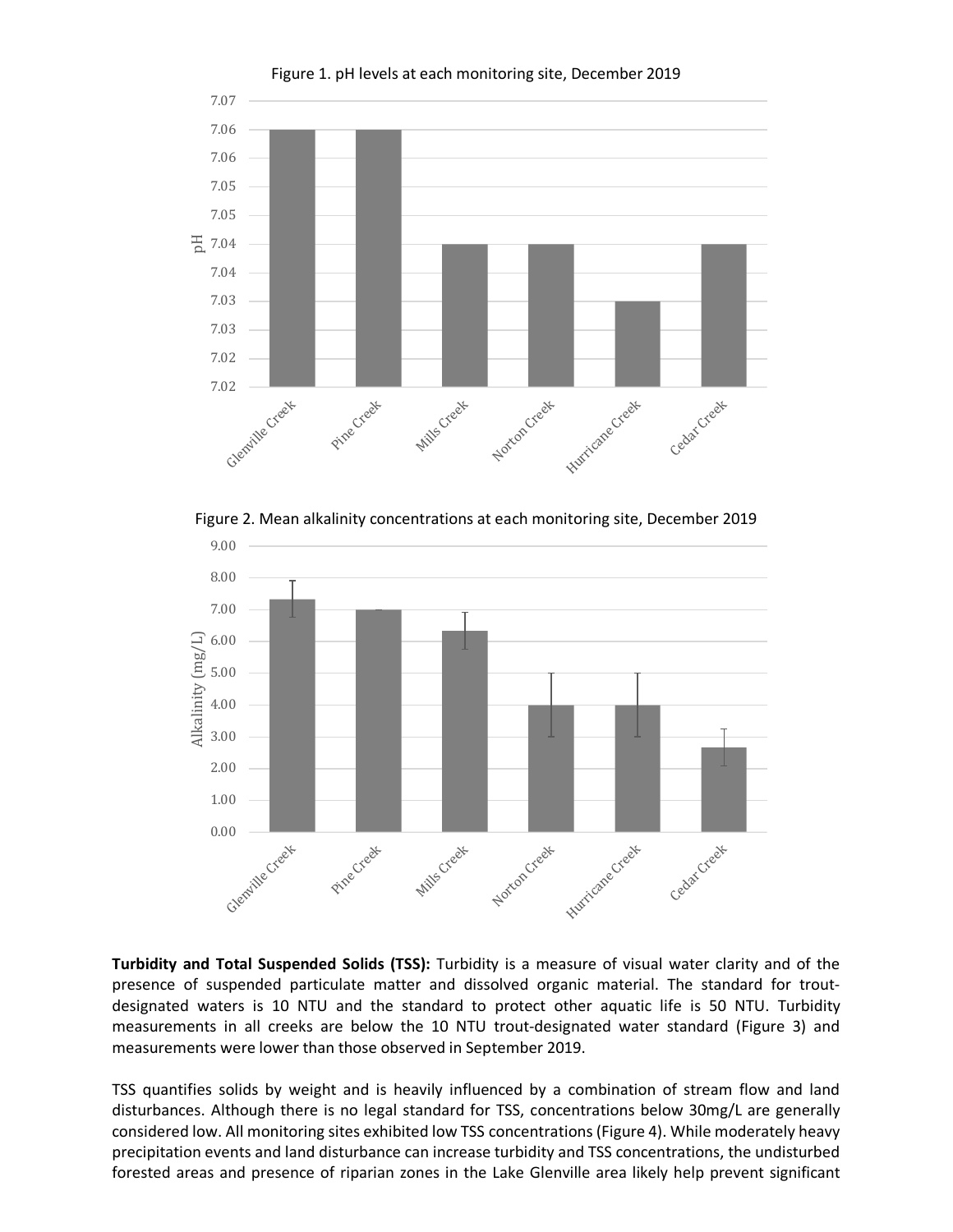Figure 1. pH levels at each monitoring site, December 2019

Figure 2. Mean alkalinity concentrations at each monitoring site, December 2019

**Turbidity and Total Suspended Solids (TSS):** Turbidity is a measure of visual water clarity and of the presence of suspended particulate matter and dissolved organic material. The standard for trout-designated waters is 10 NTU and the standard to protect other aquatic life is 50 NTU. Turbidity measurements in all creeks are below the 10 NTU trout-designated water standard (Figure 3) and measurements were lower than those observed in September 2019.

TSS quantifies solids by weight and is heavily influenced by a combination of stream flow and land disturbances. Although there is no legal standard for TSS, concentrations below 30mg/L are generally considered low. All monitoring sites exhibited low TSS concentrations (Figure 4). While moderately heavy precipitation events and land disturbance can increase turbidity and TSS concentrations, the undisturbed forested areas and presence of riparian zones in the Lake Glenville area likely help prevent significant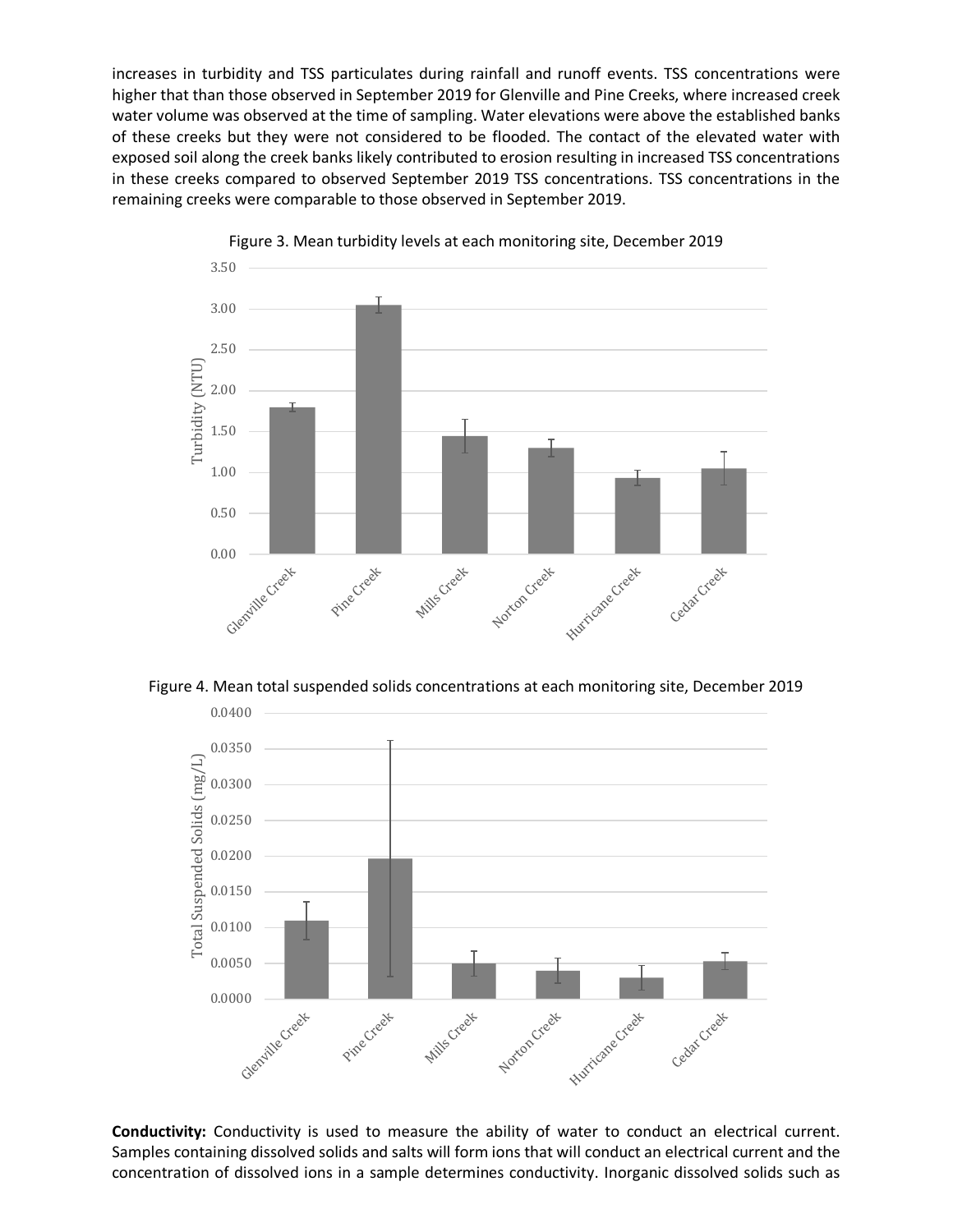increases in turbidity and TSS particulates during rainfall and runoff events. TSS concentrations were higher that than those observed in September 2019 for Glenville and Pine Creeks, where increased creek water volume was observed at the time of sampling. Water elevations were above the established banks of these creeks but they were not considered to be flooded. The contact of the elevated water with exposed soil along the creek banks likely contributed to erosion resulting in increased TSS concentrations in these creeks compared to observed September 2019 TSS concentrations. TSS concentrations in the remaining creeks were comparable to those observed in September 2019.

Figure 3. Mean turbidity levels at each monitoring site, December 2019

Figure 4. Mean total suspended solids concentrations at each monitoring site, December 2019

**Conductivity:** Conductivity is used to measure the ability of water to conduct an electrical current. Samples containing dissolved solids and salts will form ions that will conduct an electrical current and the concentration of dissolved ions in a sample determines conductivity. Inorganic dissolved solids such as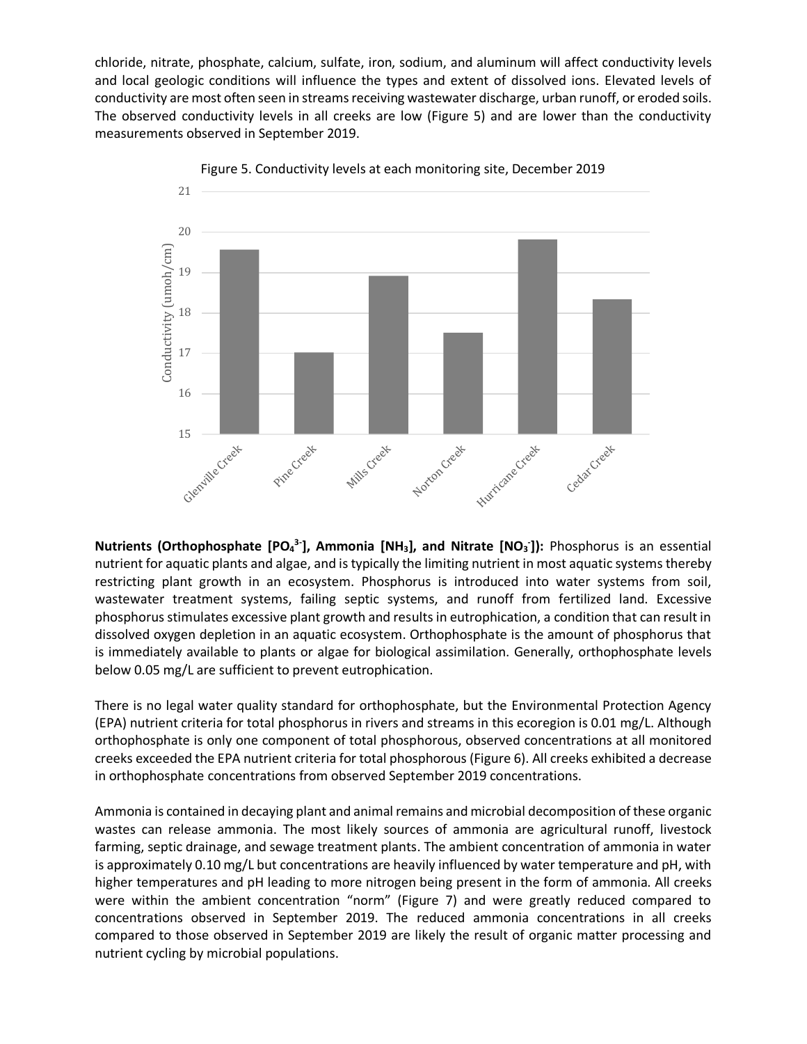chloride, nitrate, phosphate, calcium, sulfate, iron, sodium, and aluminum will affect conductivity levels and local geologic conditions will influence the types and extent of dissolved ions. Elevated levels of conductivity are most often seen in streams receiving wastewater discharge, urban runoff, or eroded soils. The observed conductivity levels in all creeks are low (Figure 5) and are lower than the conductivity measurements observed in September 2019.

Figure 5. Conductivity levels at each monitoring site, December 2019

**Nutrients (Orthophosphate [$PO_4^{3-}$], Ammonia [$NH_3$], and Nitrate [$NO_3^-$]):** Phosphorus is an essential nutrient for aquatic plants and algae, and is typically the limiting nutrient in most aquatic systems thereby restricting plant growth in an ecosystem. Phosphorus is introduced into water systems from soil, wastewater treatment systems, failing septic systems, and runoff from fertilized land. Excessive phosphorus stimulates excessive plant growth and results in eutrophication, a condition that can result in dissolved oxygen depletion in an aquatic ecosystem. Orthophosphate is the amount of phosphorus that is immediately available to plants or algae for biological assimilation. Generally, orthophosphate levels below 0.05 mg/L are sufficient to prevent eutrophication.

There is no legal water quality standard for orthophosphate, but the Environmental Protection Agency (EPA) nutrient criteria for total phosphorus in rivers and streams in this ecoregion is 0.01 mg/L. Although orthophosphate is only one component of total phosphorous, observed concentrations at all monitored creeks exceeded the EPA nutrient criteria for total phosphorous (Figure 6). All creeks exhibited a decrease in orthophosphate concentrations from observed September 2019 concentrations.

Ammonia is contained in decaying plant and animal remains and microbial decomposition of these organic wastes can release ammonia. The most likely sources of ammonia are agricultural runoff, livestock farming, septic drainage, and sewage treatment plants. The ambient concentration of ammonia in water is approximately 0.10 mg/L but concentrations are heavily influenced by water temperature and pH, with higher temperatures and pH leading to more nitrogen being present in the form of ammonia. All creeks were within the ambient concentration "norm" (Figure 7) and were greatly reduced compared to concentrations observed in September 2019. The reduced ammonia concentrations in all creeks compared to those observed in September 2019 are likely the result of organic matter processing and nutrient cycling by microbial populations.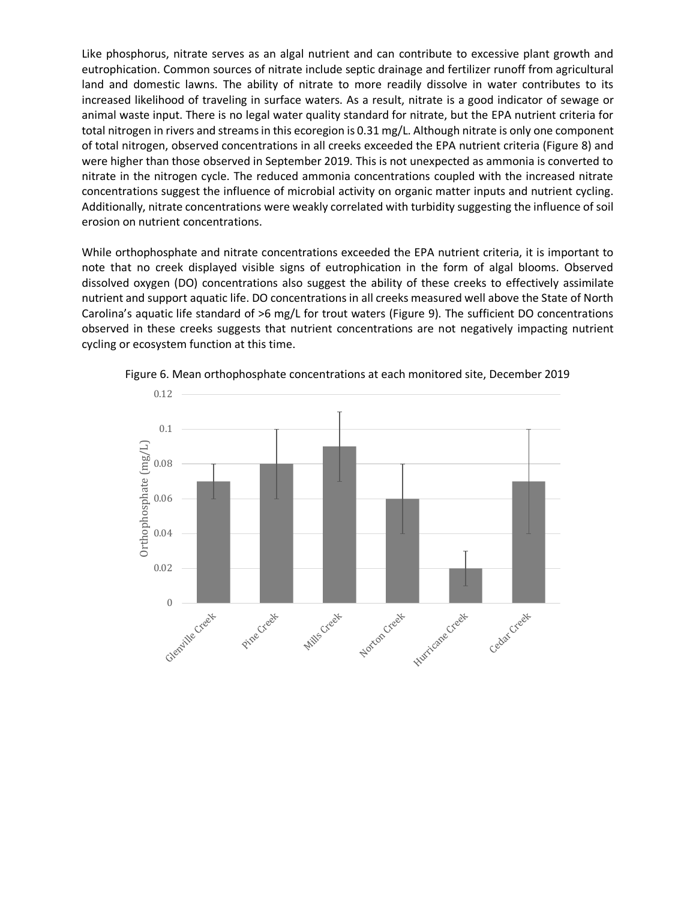Like phosphorus, nitrate serves as an algal nutrient and can contribute to excessive plant growth and eutrophication. Common sources of nitrate include septic drainage and fertilizer runoff from agricultural land and domestic lawns. The ability of nitrate to more readily dissolve in water contributes to its increased likelihood of traveling in surface waters. As a result, nitrate is a good indicator of sewage or animal waste input. There is no legal water quality standard for nitrate, but the EPA nutrient criteria for total nitrogen in rivers and streams in this ecoregion is 0.31 mg/L. Although nitrate is only one component of total nitrogen, observed concentrations in all creeks exceeded the EPA nutrient criteria (Figure 8) and were higher than those observed in September 2019. This is not unexpected as ammonia is converted to nitrate in the nitrogen cycle. The reduced ammonia concentrations coupled with the increased nitrate concentrations suggest the influence of microbial activity on organic matter inputs and nutrient cycling. Additionally, nitrate concentrations were weakly correlated with turbidity suggesting the influence of soil erosion on nutrient concentrations.

While orthophosphate and nitrate concentrations exceeded the EPA nutrient criteria, it is important to note that no creek displayed visible signs of eutrophication in the form of algal blooms. Observed dissolved oxygen (DO) concentrations also suggest the ability of these creeks to effectively assimilate nutrient and support aquatic life. DO concentrations in all creeks measured well above the State of North Carolina's aquatic life standard of >6 mg/L for trout waters (Figure 9). The sufficient DO concentrations observed in these creeks suggests that nutrient concentrations are not negatively impacting nutrient cycling or ecosystem function at this time.

Figure 6. Mean orthophosphate concentrations at each monitored site, December 2019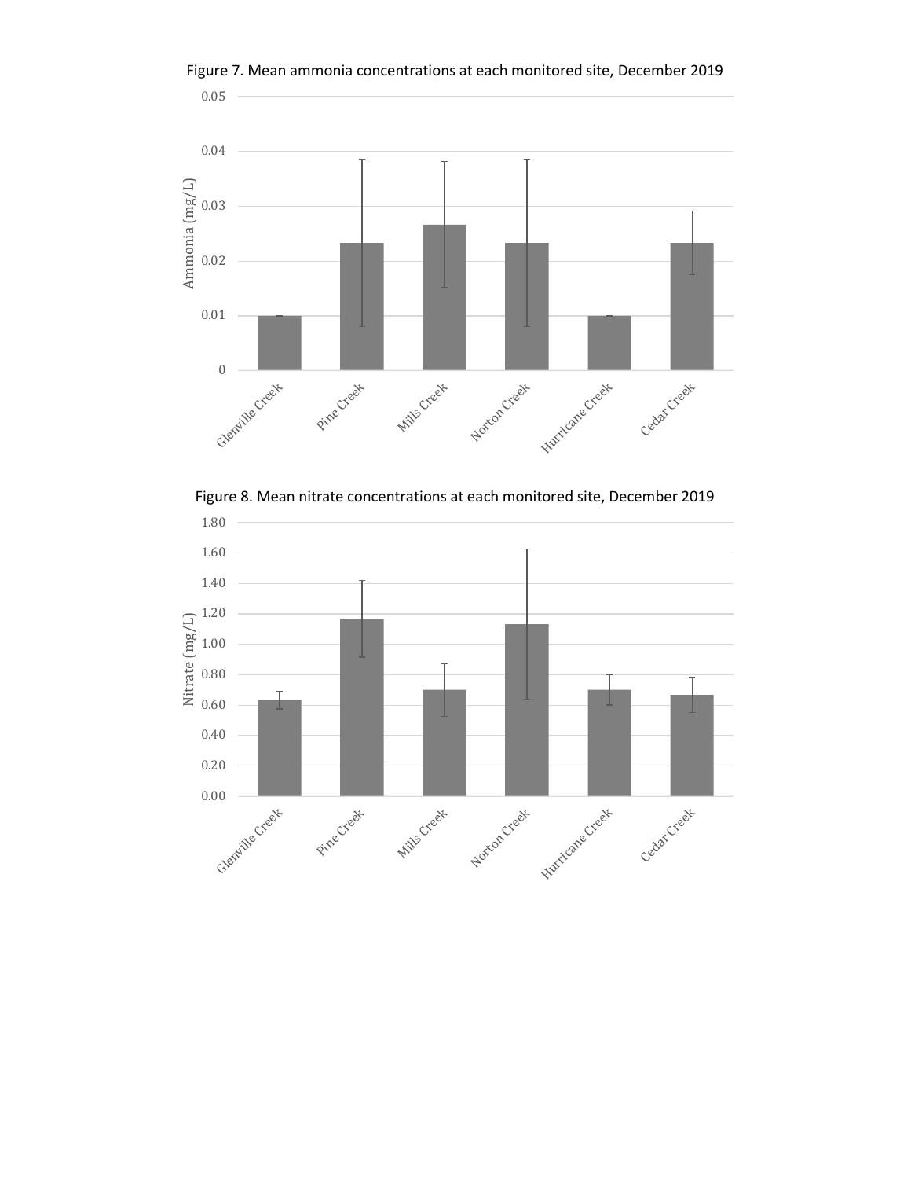Figure 7. Mean ammonia concentrations at each monitored site, December 2019

Figure 8. Mean nitrate concentrations at each monitored site, December 2019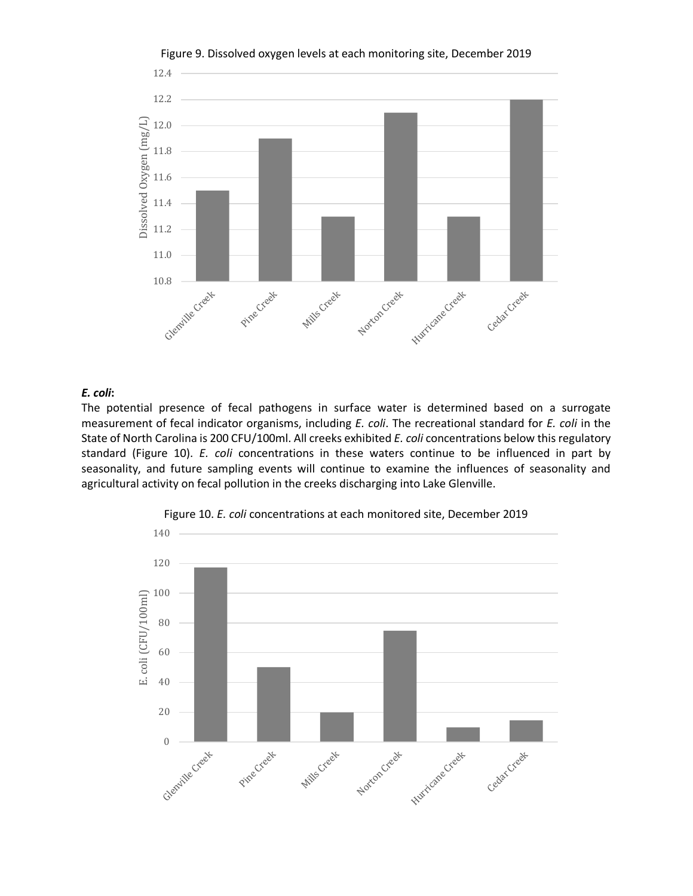Figure 9. Dissolved oxygen levels at each monitoring site, December 2019

### *E. coli*:

The potential presence of fecal pathogens in surface water is determined based on a surrogate measurement of fecal indicator organisms, including *E. coli*. The recreational standard for *E. coli* in the State of North Carolina is 200 CFU/100ml. All creeks exhibited *E. coli* concentrations below this regulatory standard (Figure 10). *E. coli* concentrations in these waters continue to be influenced in part by seasonality, and future sampling events will continue to examine the influences of seasonality and agricultural activity on fecal pollution in the creeks discharging into Lake Glenville.

Figure 10. *E. coli* concentrations at each monitored site, December 2019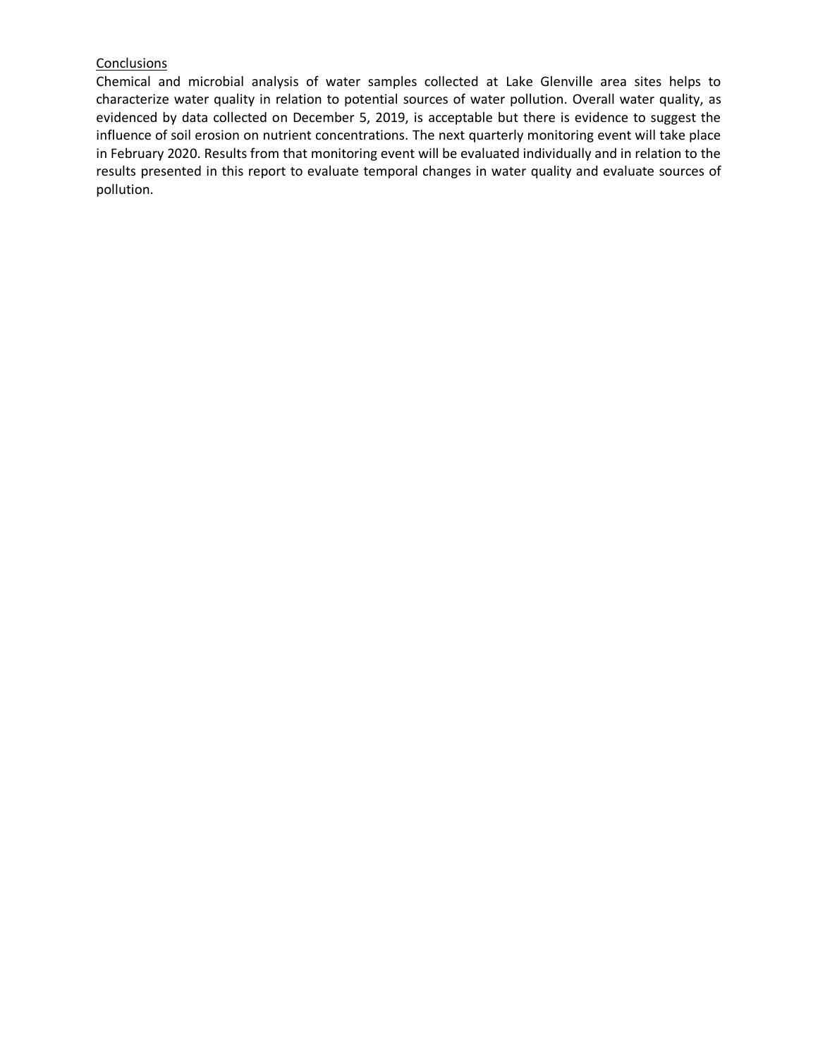## Conclusions

Chemical and microbial analysis of water samples collected at Lake Glenville area sites helps to characterize water quality in relation to potential sources of water pollution. Overall water quality, as evidenced by data collected on December 5, 2019, is acceptable but there is evidence to suggest the influence of soil erosion on nutrient concentrations. The next quarterly monitoring event will take place in February 2020. Results from that monitoring event will be evaluated individually and in relation to the results presented in this report to evaluate temporal changes in water quality and evaluate sources of pollution.